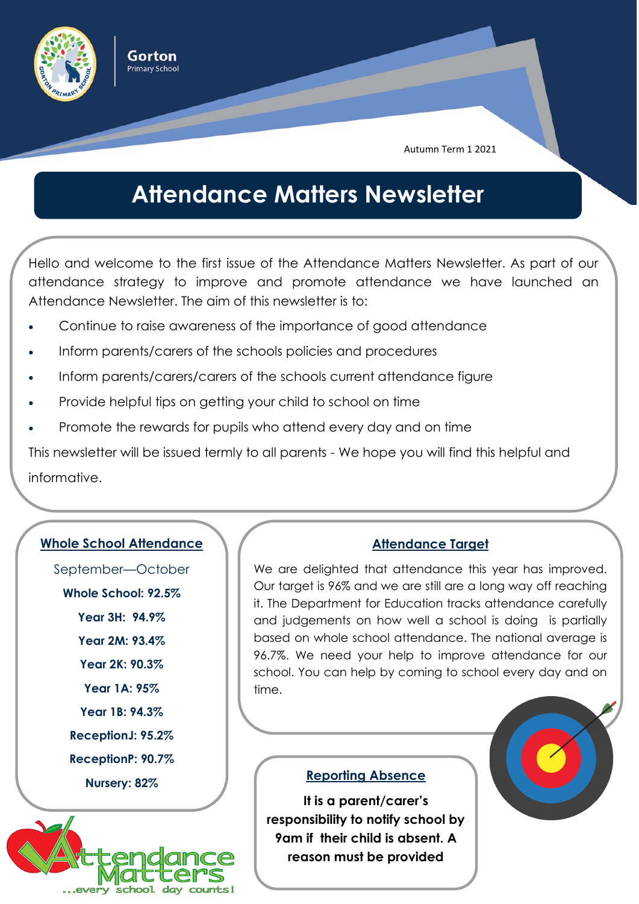Gorton Primary School

Autumn Term 1 2021

# Attendance Matters Newsletter

Hello and welcome to the first issue of the Attendance Matters Newsletter. As part of our attendance strategy to improve and promote attendance we have launched an Attendance Newsletter. The aim of this newsletter is to:

- Continue to raise awareness of the importance of good attendance
- Inform parents/carers of the schools policies and procedures
- Inform parents/carers/carers of the schools current attendance figure
- Provide helpful tips on getting your child to school on time
- Promote the rewards for pupils who attend every day and on time

This newsletter will be issued termly to all parents - We hope you will find this helpful and informative.

## Whole School Attendance

September—October

**Whole School: 92.5%**

**Year 3H: 94.9%**

**Year 2M: 93.4%**

**Year 2K: 90.3%**

**Year 1A: 95%**

**Year 1B: 94.3%**

**ReceptionJ: 95.2%**

**ReceptionP: 90.7%**

**Nursery: 82%**

## Attendance Target

We are delighted that attendance this year has improved. Our target is 96% and we are still are a long way off reaching it. The Department for Education tracks attendance carefully and judgements on how well a school is doing is partially based on whole school attendance. The national average is 96.7%. We need your help to improve attendance for our school. You can help by coming to school every day and on time.

## Reporting Absence

**It is a parent/carer's responsibility to notify school by 9am if their child is absent. A reason must be provided**

Attendance Matters ...every school day counts!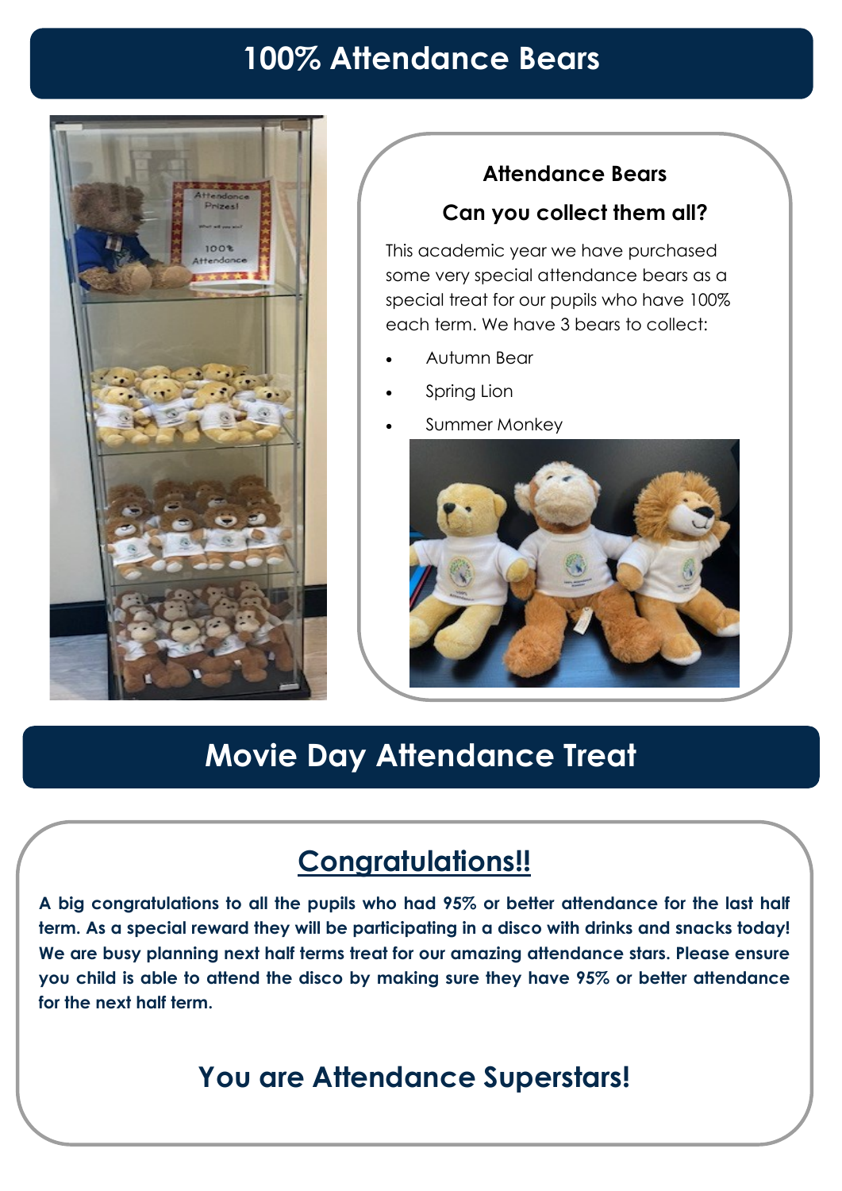# 100% Attendance Bears

### Attendance Bears

### Can you collect them all?

This academic year we have purchased some very special attendance bears as a special treat for our pupils who have 100% each term. We have 3 bears to collect:

- Autumn Bear
- Spring Lion
- Summer Monkey

# Movie Day Attendance Treat

## Congratulations!!

**A big congratulations to all the pupils who had 95% or better attendance for the last half term. As a special reward they will be participating in a disco with drinks and snacks today! We are busy planning next half terms treat for our amazing attendance stars. Please ensure you child is able to attend the disco by making sure they have 95% or better attendance for the next half term.**

## You are Attendance Superstars!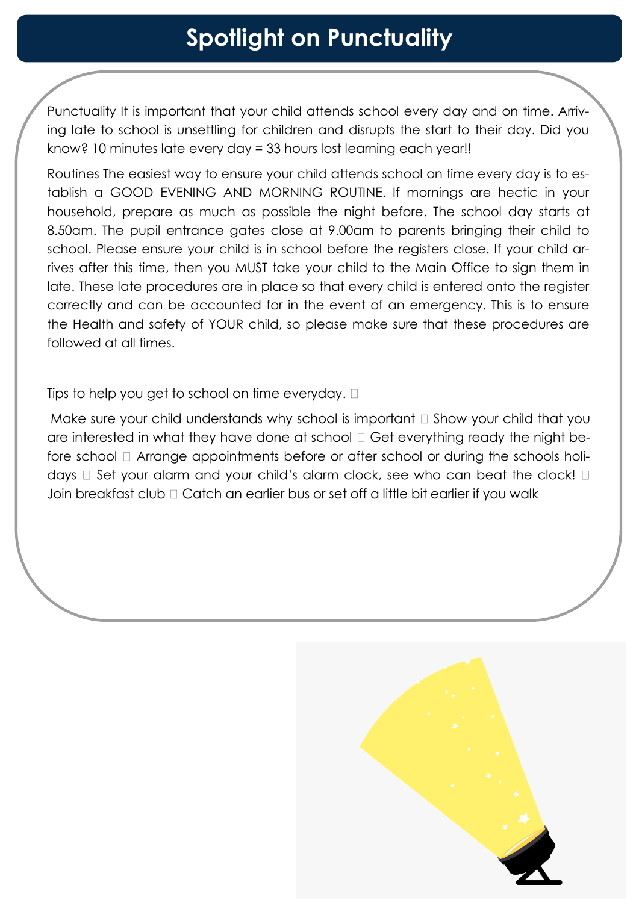# Spotlight on Punctuality

Punctuality It is important that your child attends school every day and on time. Arriving late to school is unsettling for children and disrupts the start to their day. Did you know? 10 minutes late every day = 33 hours lost learning each year!!

Routines The easiest way to ensure your child attends school on time every day is to establish a GOOD EVENING AND MORNING ROUTINE. If mornings are hectic in your household, prepare as much as possible the night before. The school day starts at 8.50am. The pupil entrance gates close at 9.00am to parents bringing their child to school. Please ensure your child is in school before the registers close. If your child arrives after this time, then you MUST take your child to the Main Office to sign them in late. These late procedures are in place so that every child is entered onto the register correctly and can be accounted for in the event of an emergency. This is to ensure the Health and safety of YOUR child, so please make sure that these procedures are followed at all times.

Tips to help you get to school on time everyday.

- Make sure your child understands why school is important
- Show your child that you are interested in what they have done at school
- Get everything ready the night before school
- Arrange appointments before or after school or during the schools holidays
- Set your alarm and your child's alarm clock, see who can beat the clock!
- Join breakfast club
- Catch an earlier bus or set off a little bit earlier if you walk